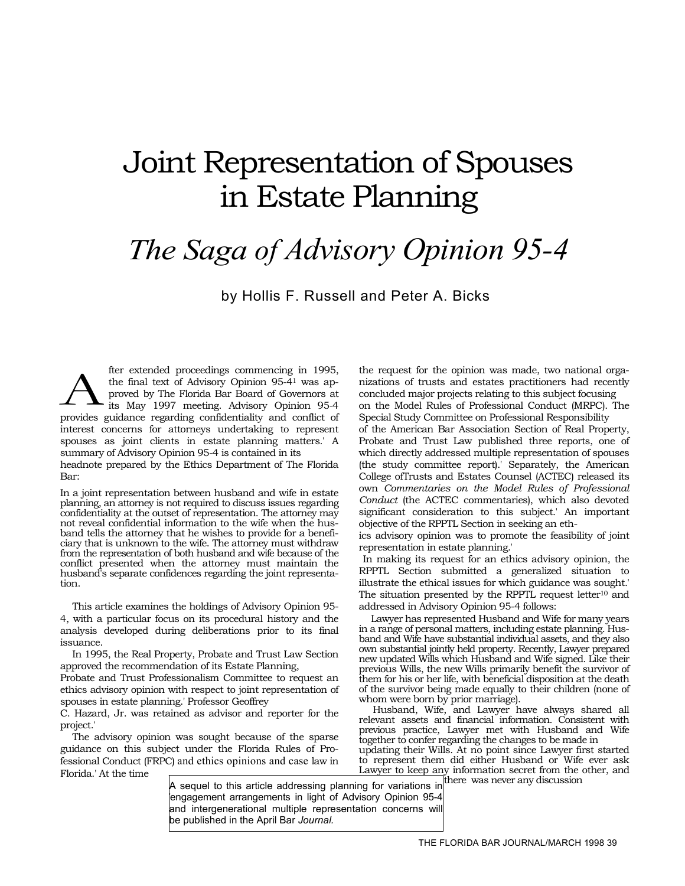# Joint Representation of Spouses in Estate Planning

## *The Saga of Advisory Opinion 95-4*

by Hollis F. Russell and Peter A. Bicks

After extended proceedings commencing in 1995, the final text of Advisory Opinion 95-4[1] was approved by The Florida Bar Board of Governors at its May 1997 meeting. Advisory Opinion 95-4 provides guidance regarding confidentiality and conflict of interest concerns for attorneys undertaking to represent spouses as joint clients in estate planning matters.' A summary of Advisory Opinion 95-4 is contained in its headnote prepared by the Ethics Department of The Florida Bar:

> In a joint representation between husband and wife in estate planning, an attorney is not required to discuss issues regarding confidentiality at the outset of representation. The attorney may not reveal confidential information to the wife when the husband tells the attorney that he wishes to provide for a beneficiary that is unknown to the wife. The attorney must withdraw from the representation of both husband and wife because of the conflict presented when the attorney must maintain the husband's separate confidences regarding the joint representation.

This article examines the holdings of Advisory Opinion 95-4, with a particular focus on its procedural history and the analysis developed during deliberations prior to its final issuance.

In 1995, the Real Property, Probate and Trust Law Section approved the recommendation of its Estate Planning, Probate and Trust Professionalism Committee to request an ethics advisory opinion with respect to joint representation of spouses in estate planning.' Professor Geoffrey C. Hazard, Jr. was retained as advisor and reporter for the project.'

The advisory opinion was sought because of the sparse guidance on this subject under the Florida Rules of Professional Conduct (FRPC) and ethics opinions and case law in Florida.' At the time the request for the opinion was made, two national organizations of trusts and estates practitioners had recently concluded major projects relating to this subject focusing on the Model Rules of Professional Conduct (MRPC). The Special Study Committee on Professional Responsibility of the American Bar Association Section of Real Property, Probate and Trust Law published three reports, one of which directly addressed multiple representation of spouses (the study committee report).' Separately, the American College ofTrusts and Estates Counsel (ACTEC) released its own *Commentaries on the Model Rules of Professional Conduct* (the ACTEC commentaries), which also devoted significant consideration to this subject.' An important objective of the RPPTL Section in seeking an ethics advisory opinion was to promote the feasibility of joint representation in estate planning.'

In making its request for an ethics advisory opinion, the RPPTL Section submitted a generalized situation to illustrate the ethical issues for which guidance was sought.' The situation presented by the RPPTL request letter[10] and addressed in Advisory Opinion 95-4 follows:

> Lawyer has represented Husband and Wife for many years in a range of personal matters, including estate planning. Husband and Wife have substantial individual assets, and they also own substantial jointly held property. Recently, Lawyer prepared new updated Wills which Husband and Wife signed. Like their previous Wills, the new Wills primarily benefit the survivor of them for his or her life, with beneficial disposition at the death of the survivor being made equally to their children (none of whom were born by prior marriage).
>
> Husband, Wife, and Lawyer have always shared all relevant assets and financial information. Consistent with previous practice, Lawyer met with Husband and Wife together to confer regarding the changes to be made in updating their Wills. At no point since Lawyer first started to represent them did either Husband or Wife ever ask Lawyer to keep any information secret from the other, and there was never any discussion

A sequel to this article addressing planning for variations in engagement arrangements in light of Advisory Opinion 95-4 and intergenerational multiple representation concerns will be published in the April Bar *Journal.*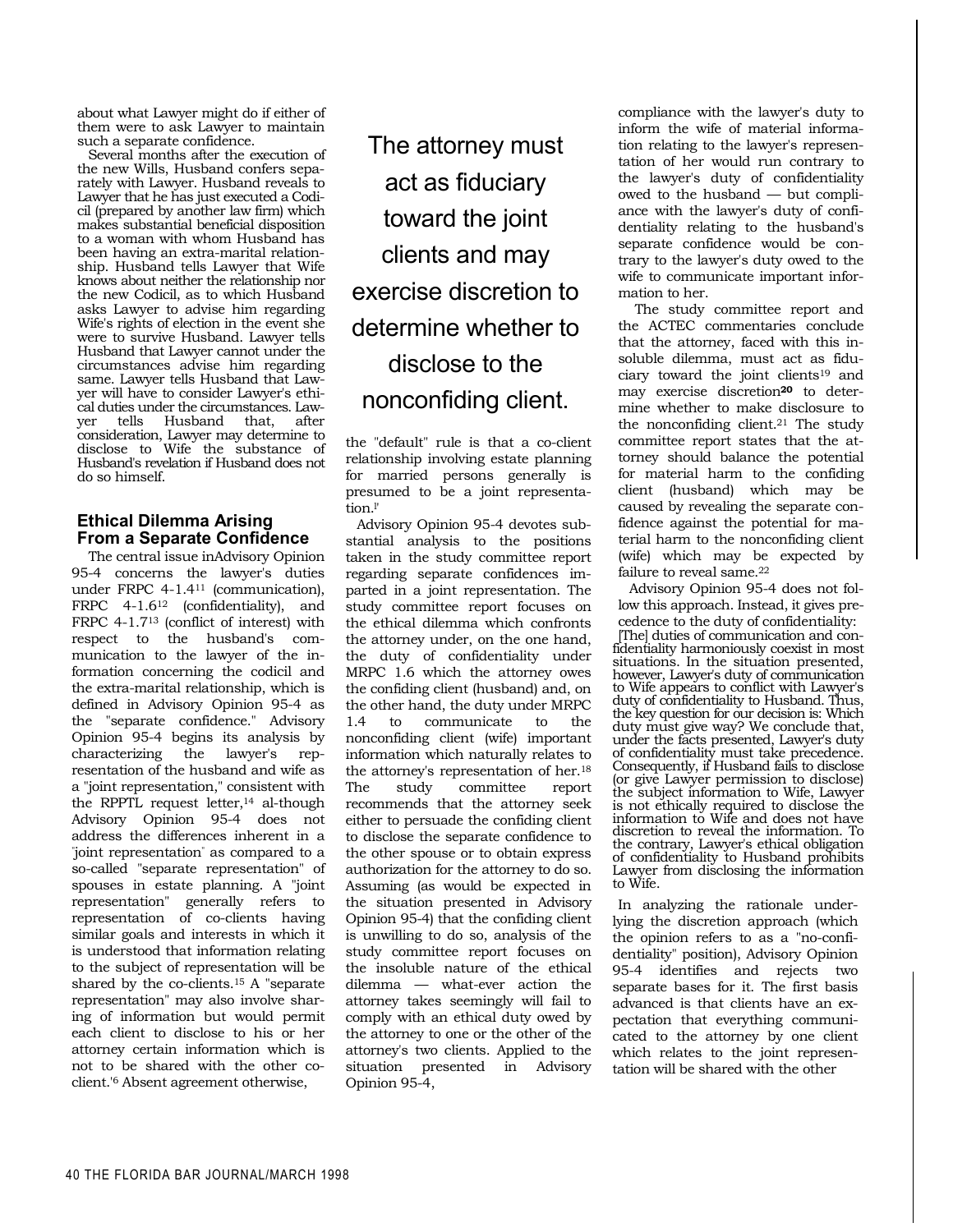about what Lawyer might do if either of them were to ask Lawyer to maintain such a separate confidence.

Several months after the execution of the new Wills, Husband confers separately with Lawyer. Husband reveals to Lawyer that he has just executed a Codicil (prepared by another law firm) which makes substantial beneficial disposition to a woman with whom Husband has been having an extra-marital relationship. Husband tells Lawyer that Wife knows about neither the relationship nor the new Codicil, as to which Husband asks Lawyer to advise him regarding Wife's rights of election in the event she were to survive Husband. Lawyer tells Husband that Lawyer cannot under the circumstances advise him regarding same. Lawyer tells Husband that Lawyer will have to consider Lawyer's ethical duties under the circumstances. Lawyer tells Husband that, after consideration, Lawyer may determine to disclose to Wife the substance of Husband's revelation if Husband does not do so himself.

## Ethical Dilemma Arising From a Separate Confidence

The central issue in Advisory Opinion 95-4 concerns the lawyer's duties under FRPC 4-1.4[11] (communication), FRPC 4-1.6[12] (confidentiality), and FRPC 4-1.7[13] (conflict of interest) with respect to the husband's communication to the lawyer of the information concerning the codicil and the extra-marital relationship, which is defined in Advisory Opinion 95-4 as the "separate confidence." Advisory Opinion 95-4 begins its analysis by characterizing the lawyer's representation of the husband and wife as a "joint representation," consistent with the RPPTL request letter,[14] al-though Advisory Opinion 95-4 does not address the differences inherent in a "joint representation" as compared to a so-called "separate representation" of spouses in estate planning. A "joint representation" generally refers to representation of co-clients having similar goals and interests in which it is understood that information relating to the subject of representation will be shared by the co-clients.[15] A "separate representation" may also involve sharing of information but would permit each client to disclose to his or her attorney certain information which is not to be shared with the other co-client.[16] Absent agreement otherwise, the "default" rule is that a co-client relationship involving estate planning for married persons generally is presumed to be a joint representation.[17]

> The attorney must act as fiduciary toward the joint clients and may exercise discretion to determine whether to disclose to the nonconfiding client.

Advisory Opinion 95-4 devotes substantial analysis to the positions taken in the study committee report regarding separate confidences imparted in a joint representation. The study committee report focuses on the ethical dilemma which confronts the attorney under, on the one hand, the duty of confidentiality under MRPC 1.6 which the attorney owes the confiding client (husband) and, on the other hand, the duty under MRPC 1.4 to communicate to the nonconfiding client (wife) important information which naturally relates to the attorney's representation of her.[18] The study committee report recommends that the attorney seek either to persuade the confiding client to disclose the separate confidence to the other spouse or to obtain express authorization for the attorney to do so. Assuming (as would be expected in the situation presented in Advisory Opinion 95-4) that the confiding client is unwilling to do so, analysis of the study committee report focuses on the insoluble nature of the ethical dilemma — what-ever action the attorney takes seemingly will fail to comply with an ethical duty owed by the attorney to one or the other of the attorney's two clients. Applied to the situation presented in Advisory Opinion 95-4, compliance with the lawyer's duty to inform the wife of material information relating to the lawyer's representation of her would run contrary to the lawyer's duty of confidentiality owed to the husband — but compliance with the lawyer's duty of confidentiality relating to the husband's separate confidence would be contrary to the lawyer's duty owed to the wife to communicate important information to her.

The study committee report and the ACTEC commentaries conclude that the attorney, faced with this insoluble dilemma, must act as fiduciary toward the joint clients[19] and may exercise discretion[20] to determine whether to make disclosure to the nonconfiding client.[21] The study committee report states that the attorney should balance the potential for material harm to the confiding client (husband) which may be caused by revealing the separate confidence against the potential for material harm to the nonconfiding client (wife) which may be expected by failure to reveal same.[22]

Advisory Opinion 95-4 does not follow this approach. Instead, it gives precedence to the duty of confidentiality:

> [The] duties of communication and confidentiality harmoniously coexist in most situations. In the situation presented, however, Lawyer's duty of communication to Wife appears to conflict with Lawyer's duty of confidentiality to Husband. Thus, the key question for our decision is: Which duty must give way? We conclude that, under the facts presented, Lawyer's duty of confidentiality must take precedence. Consequently, if Husband fails to disclose (or give Lawyer permission to disclose) the subject information to Wife, Lawyer is not ethically required to disclose the information to Wife and does not have discretion to reveal the information. To the contrary, Lawyer's ethical obligation of confidentiality to Husband prohibits Lawyer from disclosing the information to Wife.

In analyzing the rationale underlying the discretion approach (which the opinion refers to as a "no-confidentiality" position), Advisory Opinion 95-4 identifies and rejects two separate bases for it. The first basis advanced is that clients have an expectation that everything communicated to the attorney by one client which relates to the joint representation will be shared with the other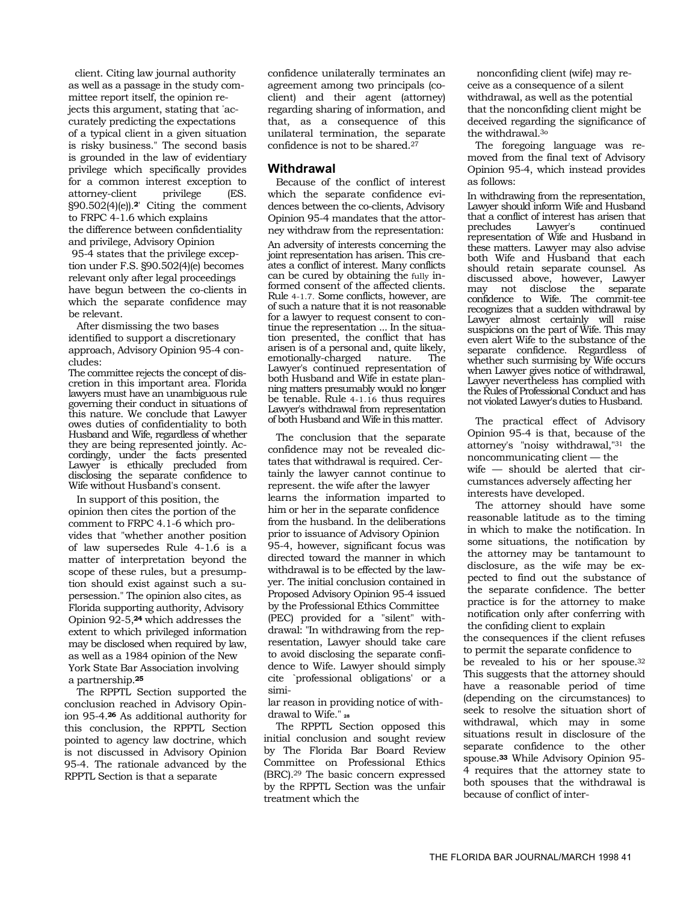client. Citing law journal authority as well as a passage in the study committee report itself, the opinion rejects this argument, stating that "accurately predicting the expectations of a typical client in a given situation is risky business." The second basis is grounded in the law of evidentiary privilege which specifically provides for a common interest exception to attorney-client privilege (F.S. §90.502(4)(e)).[23] Citing the comment to FRPC 4-1.6 which explains the difference between confidentiality and privilege, Advisory Opinion 95-4 states that the privilege exception under F.S. §90.502(4)(e) becomes relevant only after legal proceedings have begun between the co-clients in which the separate confidence may be relevant.

After dismissing the two bases identified to support a discretionary approach, Advisory Opinion 95-4 concludes:

> The committee rejects the concept of discretion in this important area. Florida lawyers must have an unambiguous rule governing their conduct in situations of this nature. We conclude that Lawyer owes duties of confidentiality to both Husband and Wife, regardless of whether they are being represented jointly. Accordingly, under the facts presented Lawyer is ethically precluded from disclosing the separate confidence to Wife without Husband's consent.

In support of this position, the opinion then cites the portion of the comment to FRPC 4.1-6 which provides that "whether another position of law supersedes Rule 4-1.6 is a matter of interpretation beyond the scope of these rules, but a presumption should exist against such a supersession." The opinion also cites, as Florida supporting authority, Advisory Opinion 92-5,[24] which addresses the extent to which privileged information may be disclosed when required by law, as well as a 1984 opinion of the New York State Bar Association involving a partnership.[25]

The RPPTL Section supported the conclusion reached in Advisory Opinion 95-4.[26] As additional authority for this conclusion, the RPPTL Section pointed to agency law doctrine, which is not discussed in Advisory Opinion 95-4. The rationale advanced by the RPPTL Section is that a separate confidence unilaterally terminates an agreement among two principals (coclient) and their agent (attorney) regarding sharing of information, and that, as a consequence of this unilateral termination, the separate confidence is not to be shared.[27]

## Withdrawal

Because of the conflict of interest which the separate confidence evidences between the co-clients, Advisory Opinion 95-4 mandates that the attorney withdraw from the representation:

> An adversity of interests concerning the joint representation has arisen. This creates a conflict of interest. Many conflicts can be cured by obtaining the fully informed consent of the affected clients. Rule 4-1.7. Some conflicts, however, are of such a nature that it is not reasonable for a lawyer to request consent to continue the representation ... In the situation presented, the conflict that has arisen is of a personal and, quite likely, emotionally-charged nature. The Lawyer's continued representation of both Husband and Wife in estate planning matters presumably would no longer be tenable. Rule 4-1.16 thus requires Lawyer's withdrawal from representation of both Husband and Wife in this matter.

The conclusion that the separate confidence may not be revealed dictates that withdrawal is required. Certainly the lawyer cannot continue to represent. the wife after the lawyer learns the information imparted to him or her in the separate confidence from the husband. In the deliberations prior to issuance of Advisory Opinion 95-4, however, significant focus was directed toward the manner in which withdrawal is to be effected by the lawyer. The initial conclusion contained in Proposed Advisory Opinion 95-4 issued by the Professional Ethics Committee (PEC) provided for a "silent" withdrawal: "In withdrawing from the representation, Lawyer should take care to avoid disclosing the separate confidence to Wife. Lawyer should simply cite `professional obligations' or a similar reason in providing notice of withdrawal to Wife."[28]

The RPPTL Section opposed this initial conclusion and sought review by The Florida Bar Board Review Committee on Professional Ethics (BRC).[29] The basic concern expressed by the RPPTL Section was the unfair treatment which the nonconfiding client (wife) may receive as a consequence of a silent withdrawal, as well as the potential that the nonconfiding client might be deceived regarding the significance of the withdrawal.[30]

The foregoing language was removed from the final text of Advisory Opinion 95-4, which instead provides as follows:

> In withdrawing from the representation, Lawyer should inform Wife and Husband that a conflict of interest has arisen that precludes Lawyer's continued representation of Wife and Husband in these matters. Lawyer may also advise both Wife and Husband that each should retain separate counsel. As discussed above, however, Lawyer may not disclose the separate confidence to Wife. The committee recognizes that a sudden withdrawal by Lawyer almost certainly will raise suspicions on the part of Wife. This may even alert Wife to the substance of the separate confidence. Regardless of whether such surmising by Wife occurs when Lawyer gives notice of withdrawal, Lawyer nevertheless has complied with the Rules of Professional Conduct and has not violated Lawyer's duties to Husband.

The practical effect of Advisory Opinion 95-4 is that, because of the attorney's "noisy withdrawal,"[31] the noncommunicating client — the wife — should be alerted that circumstances adversely affecting her interests have developed.

The attorney should have some reasonable latitude as to the timing in which to make the notification. In some situations, the notification by the attorney may be tantamount to disclosure, as the wife may be expected to find out the substance of the separate confidence. The better practice is for the attorney to make notification only after conferring with the confiding client to explain the consequences if the client refuses to permit the separate confidence to be revealed to his or her spouse.[32] This suggests that the attorney should have a reasonable period of time (depending on the circumstances) to seek to resolve the situation short of withdrawal, which may in some situations result in disclosure of the separate confidence to the other spouse.[33] While Advisory Opinion 95-4 requires that the attorney state to both spouses that the withdrawal is because of conflict of inter-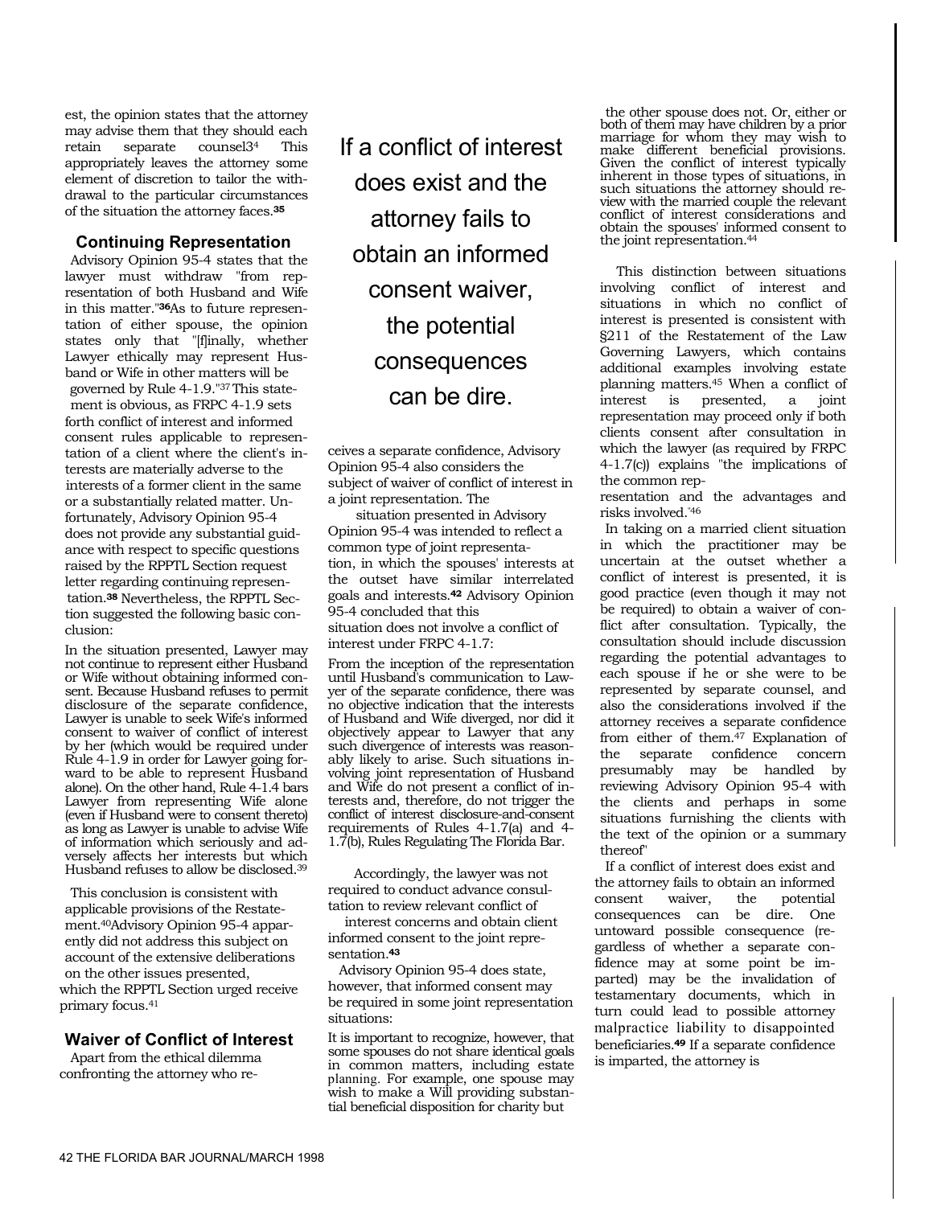est, the opinion states that the attorney may advise them that they should each retain separate counsel[34] This appropriately leaves the attorney some element of discretion to tailor the withdrawal to the particular circumstances of the situation the attorney faces.[35]

### Continuing Representation

Advisory Opinion 95-4 states that the lawyer must withdraw "from representation of both Husband and Wife in this matter."[36] As to future representation of either spouse, the opinion states only that "[f]inally, whether Lawyer ethically may represent Husband or Wife in other matters will be governed by Rule 4-1.9."[37] This statement is obvious, as FRPC 4-1.9 sets forth conflict of interest and informed consent rules applicable to representation of a client where the client's interests are materially adverse to the interests of a former client in the same or a substantially related matter. Unfortunately, Advisory Opinion 95-4 does not provide any substantial guidance with respect to specific questions raised by the RPPTL Section request letter regarding continuing representation.[38] Nevertheless, the RPPTL Section suggested the following basic conclusion:

> In the situation presented, Lawyer may not continue to represent either Husband or Wife without obtaining informed consent. Because Husband refuses to permit disclosure of the separate confidence, Lawyer is unable to seek Wife's informed consent to waiver of conflict of interest by her (which would be required under Rule 4-1.9 in order for Lawyer going forward to be able to represent Husband alone). On the other hand, Rule 4-1.4 bars Lawyer from representing Wife alone (even if Husband were to consent thereto) as long as Lawyer is unable to advise Wife of information which seriously and adversely affects her interests but which Husband refuses to allow be disclosed.[39]

This conclusion is consistent with applicable provisions of the Restatement.[40] Advisory Opinion 95-4 apparently did not address this subject on account of the extensive deliberations on the other issues presented, which the RPPTL Section urged receive primary focus.[41]

### Waiver of Conflict of Interest

Apart from the ethical dilemma confronting the attorney who receives a separate confidence, Advisory Opinion 95-4 also considers the subject of waiver of conflict of interest in a joint representation. The situation presented in Advisory Opinion 95-4 was intended to reflect a common type of joint representation, in which the spouses' interests at the outset have similar interrelated goals and interests.[42] Advisory Opinion 95-4 concluded that this situation does not involve a conflict of interest under FRPC 4-1.7:

> From the inception of the representation until Husband's communication to Lawyer of the separate confidence, there was no objective indication that the interests of Husband and Wife diverged, nor did it objectively appear to Lawyer that any such divergence of interests was reasonably likely to arise. Such situations involving joint representation of Husband and Wife do not present a conflict of interests and, therefore, do not trigger the conflict of interest disclosure-and-consent requirements of Rules 4-1.7(a) and 4-1.7(b), Rules Regulating The Florida Bar.

Accordingly, the lawyer was not required to conduct advance consultation to review relevant conflict of interest concerns and obtain client informed consent to the joint representation.[43]

Advisory Opinion 95-4 does state, however, that informed consent may be required in some joint representation situations:

> It is important to recognize, however, that some spouses do not share identical goals in common matters, including estate planning. For example, one spouse may wish to make a Will providing substantial beneficial disposition for charity but the other spouse does not. Or, either or both of them may have children by a prior marriage for whom they may wish to make different beneficial provisions. Given the conflict of interest typically inherent in those types of situations, in such situations the attorney should review with the married couple the relevant conflict of interest considerations and obtain the spouses' informed consent to the joint representation.[44]

This distinction between situations involving conflict of interest and situations in which no conflict of interest is presented is consistent with §211 of the Restatement of the Law Governing Lawyers, which contains additional examples involving estate planning matters.[45] When a conflict of interest is presented, a joint representation may proceed only if both clients consent after consultation in which the lawyer (as required by FRPC 4-1.7(c)) explains "the implications of the common representation and the advantages and risks involved."[46]

In taking on a married client situation in which the practitioner may be uncertain at the outset whether a conflict of interest is presented, it is good practice (even though it may not be required) to obtain a waiver of conflict after consultation. Typically, the consultation should include discussion regarding the potential advantages to each spouse if he or she were to be represented by separate counsel, and also the considerations involved if the attorney receives a separate confidence from either of them.[47] Explanation of the separate confidence concern presumably may be handled by reviewing Advisory Opinion 95-4 with the clients and perhaps in some situations furnishing the clients with the text of the opinion or a summary thereof"

If a conflict of interest does exist and the attorney fails to obtain an informed consent waiver, the potential consequences can be dire. One untoward possible consequence (regardless of whether a separate confidence may at some point be imparted) may be the invalidation of testamentary documents, which in turn could lead to possible attorney malpractice liability to disappointed beneficiaries.[49] If a separate confidence is imparted, the attorney is

> If a conflict of interest does exist and the attorney fails to obtain an informed consent waiver, the potential consequences can be dire.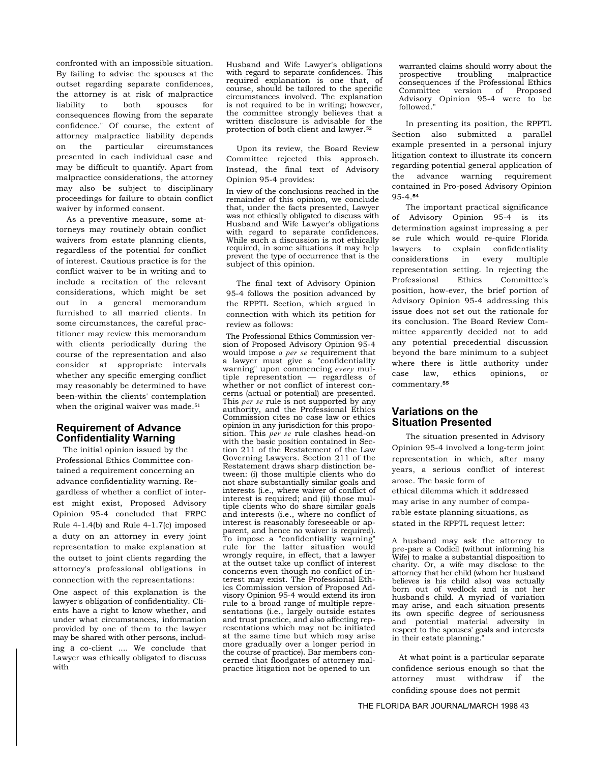confronted with an impossible situation. By failing to advise the spouses at the outset regarding separate confidences, the attorney is at risk of malpractice liability to both spouses for consequences flowing from the separate confidence." Of course, the extent of attorney malpractice liability depends on the particular circumstances presented in each individual case and may be difficult to quantify. Apart from malpractice considerations, the attorney may also be subject to disciplinary proceedings for failure to obtain conflict waiver by informed consent.

As a preventive measure, some attorneys may routinely obtain conflict waivers from estate planning clients, regardless of the potential for conflict of interest. Cautious practice is for the conflict waiver to be in writing and to include a recitation of the relevant considerations, which might be set out in a general memorandum furnished to all married clients. In some circumstances, the careful practitioner may review this memorandum with clients periodically during the course of the representation and also consider at appropriate intervals whether any specific emerging conflict may reasonably be determined to have been-within the clients' contemplation when the original waiver was made.[51]

## Requirement of Advance Confidentiality Warning

The initial opinion issued by the Professional Ethics Committee contained a requirement concerning an advance confidentiality warning. Regardless of whether a conflict of interest might exist, Proposed Advisory Opinion 95-4 concluded that FRPC Rule 4-1.4(b) and Rule 4-1.7(c) imposed a duty on an attorney in every joint representation to make explanation at the outset to joint clients regarding the attorney's professional obligations in connection with the representations:

> One aspect of this explanation is the lawyer's obligation of confidentiality. Clients have a right to know whether, and under what circumstances, information provided by one of them to the lawyer may be shared with other persons, including a co-client .... We conclude that Lawyer was ethically obligated to discuss with Husband and Wife Lawyer's obligations with regard to separate confidences. This required explanation is one that, of course, should be tailored to the specific circumstances involved. The explanation is not required to be in writing; however, the committee strongly believes that a written disclosure is advisable for the protection of both client and lawyer.[52]

Upon its review, the Board Review Committee rejected this approach. Instead, the final text of Advisory Opinion 95-4 provides:

> In view of the conclusions reached in the remainder of this opinion, we conclude that, under the facts presented, Lawyer was not ethically obligated to discuss with Husband and Wife Lawyer's obligations with regard to separate confidences. While such a discussion is not ethically required, in some situations it may help prevent the type of occurrence that is the subject of this opinion.

The final text of Advisory Opinion 95-4 follows the position advanced by the RPPTL Section, which argued in connection with which its petition for review as follows:

> The Professional Ethics Commission version of Proposed Advisory Opinion 95-4 would impose *a per se* requirement that a lawyer must give a "confidentiality warning" upon commencing *every* multiple representation — regardless of whether or not conflict of interest concerns (actual or potential) are presented. This *per se* rule is not supported by any authority, and the Professional Ethics Commission cites no case law or ethics opinion in any jurisdiction for this proposition. This *per se* rule clashes head-on with the basic position contained in Section 211 of the Restatement of the Law Governing Lawyers. Section 211 of the Restatement draws sharp distinction between: (i) those multiple clients who do not share substantially similar goals and interests (i.e., where waiver of conflict of interest is required; and (ii) those multiple clients who do share similar goals and interests (i.e., where no conflict of interest is reasonably foreseeable or apparent, and hence no waiver is required). To impose a "confidentiality warning" rule for the latter situation would wrongly require, in effect, that a lawyer at the outset take up conflict of interest concerns even though no conflict of interest may exist. The Professional Ethics Commission version of Proposed Advisory Opinion 95-4 would extend its iron rule to a broad range of multiple representations (i.e., largely outside estates and trust practice, and also affecting representations which may not be initiated at the same time but which may arise more gradually over a longer period in the course of practice). Bar members concerned that floodgates of attorney malpractice litigation not be opened to unwarranted claims should worry about the prospective troubling malpractice consequences if the Professional Ethics Committee version of Proposed Advisory Opinion 95-4 were to be followed."

In presenting its position, the RPPTL Section also submitted a parallel example presented in a personal injury litigation context to illustrate its concern regarding potential general application of the advance warning requirement contained in Pro-posed Advisory Opinion 95-4.[54]

The important practical significance of Advisory Opinion 95-4 is its determination against impressing a per se rule which would re-quire Florida lawyers to explain confidentiality considerations in every multiple representation setting. In rejecting the Professional Ethics Committee's position, how-ever, the brief portion of Advisory Opinion 95-4 addressing this issue does not set out the rationale for its conclusion. The Board Review Committee apparently decided not to add any potential precedential discussion beyond the bare minimum to a subject where there is little authority under case law, ethics opinions, or commentary.[55]

## Variations on the Situation Presented

The situation presented in Advisory Opinion 95-4 involved a long-term joint representation in which, after many years, a serious conflict of interest arose. The basic form of ethical dilemma which it addressed may arise in any number of comparable estate planning situations, as stated in the RPPTL request letter:

> A husband may ask the attorney to pre-pare a Codicil (without informing his Wife) to make a substantial disposition to charity. Or, a wife may disclose to the attorney that her child (whom her husband believes is his child also) was actually born out of wedlock and is not her husband's child. A myriad of variation may arise, and each situation presents its own specific degree of seriousness and potential material adversity in respect to the spouses' goals and interests in their estate planning."

At what point is a particular separate confidence serious enough so that the attorney must withdraw if the confiding spouse does not permit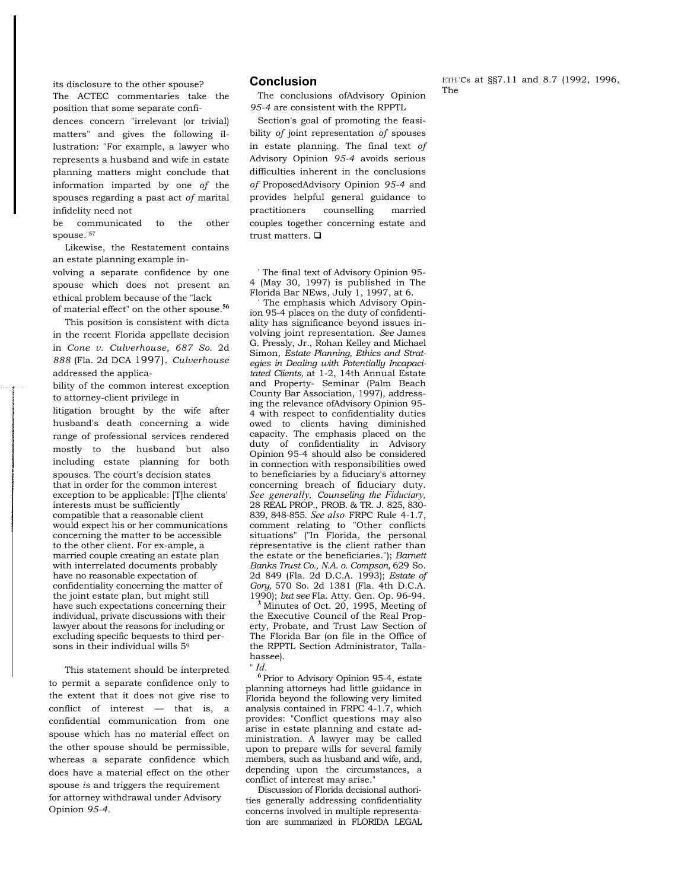its disclosure to the other spouse? The ACTEC commentaries take the position that some separate confidences concern "irrelevant (or trivial) matters" and gives the following illustration: "For example, a lawyer who represents a husband and wife in estate planning matters might conclude that information imparted by one of the spouses regarding a past act of marital infidelity need not be communicated to the other spouse."[57]

Likewise, the Restatement contains an estate planning example involving a separate confidence by one spouse which does not present an ethical problem because of the "lack of material effect" on the other spouse.[56]

This position is consistent with dicta in the recent Florida appellate decision in *Cone v. Culverhouse, 687 So.* 2d *888* (Fla. 2d DCA 1997). *Culverhouse* addressed the applicability of the common interest exception to attorney-client privilege in litigation brought by the wife after husband's death concerning a wide range of professional services rendered mostly to the husband but also including estate planning for both spouses. The court's decision states that in order for the common interest exception to be applicable: [T]he clients' interests must be sufficiently compatible that a reasonable client would expect his or her communications concerning the matter to be accessible to the other client. For example, a married couple creating an estate plan with interrelated documents probably have no reasonable expectation of confidentiality concerning the matter of the joint estate plan, but might still have such expectations concerning their individual, private discussions with their lawyer about the reasons for including or excluding specific bequests to third persons in their individual wills 5[9]

This statement should be interpreted to permit a separate confidence only to the extent that it does not give rise to conflict of interest — that is, a confidential communication from one spouse which has no material effect on the other spouse should be permissible, whereas a separate confidence which does have a material effect on the other spouse *is* and triggers the requirement for attorney withdrawal under Advisory Opinion *95-4.*

## Conclusion

The conclusions of Advisory Opinion *95-4* are consistent with the RPPTL Section's goal of promoting the feasibility *of* joint representation *of* spouses in estate planning. The final text *of* Advisory Opinion *95-4* avoids serious difficulties inherent in the conclusions *of* Proposed Advisory Opinion *95-4* and provides helpful general guidance to practitioners counselling married couples together concerning estate and trust matters. ❑

[1] The final text of Advisory Opinion 95-4 (May 30, 1997) is published in The Florida Bar NEws, July 1, 1997, at 6.

[2] The emphasis which Advisory Opinion 95-4 places on the duty of confidentiality has significance beyond issues involving joint representation. *See* James G. Pressly, Jr., Rohan Kelley and Michael Simon, *Estate Planning, Ethics and Strategies in Dealing with Potentially Incapacitated Clients,* at 1-2, 14th Annual Estate and Property- Seminar (Palm Beach County Bar Association, 1997), addressing the relevance of Advisory Opinion 95-4 with respect to confidentiality duties owed to clients having diminished capacity. The emphasis placed on the duty of confidentiality in Advisory Opinion 95-4 should also be considered in connection with responsibilities owed to beneficiaries by a fiduciary's attorney concerning breach of fiduciary duty. *See generally, Counseling the Fiduciary,* 28 REAL PROP., PROB. & TR. J. 825, 830-839, 848-855. *See also* FRPC Rule 4-1.7, comment relating to "Other conflicts situations" ("In Florida, the personal representative is the client rather than the estate or the beneficiaries."); *Barnett Banks Trust Co., N.A. o. Compson,* 629 So. 2d 849 (Fla. 2d D.C.A. 1993); *Estate of Gory,* 570 So. 2d 1381 (Fla. 4th D.C.A. 1990); *but see* Fla. Atty. Gen. Op. 96-94.

[3] Minutes of Oct. 20, 1995, Meeting of the Executive Council of the Real Property, Probate, and Trust Law Section of The Florida Bar (on file in the Office of the RPPTL Section Administrator, Tallahassee).

[4] *Id.*

[6] Prior to Advisory Opinion 95-4, estate planning attorneys had little guidance in Florida beyond the following very limited analysis contained in FRPC 4-1.7, which provides: "Conflict questions may also arise in estate planning and estate administration. A lawyer may be called upon to prepare wills for several family members, such as husband and wife, and, depending upon the circumstances, a conflict of interest may arise."

Discussion of Florida decisional authorities generally addressing confidentiality concerns involved in multiple representation are summarized in FLORIDA LEGAL ETHICS at §§7.11 and 8.7 (1992, 1996, The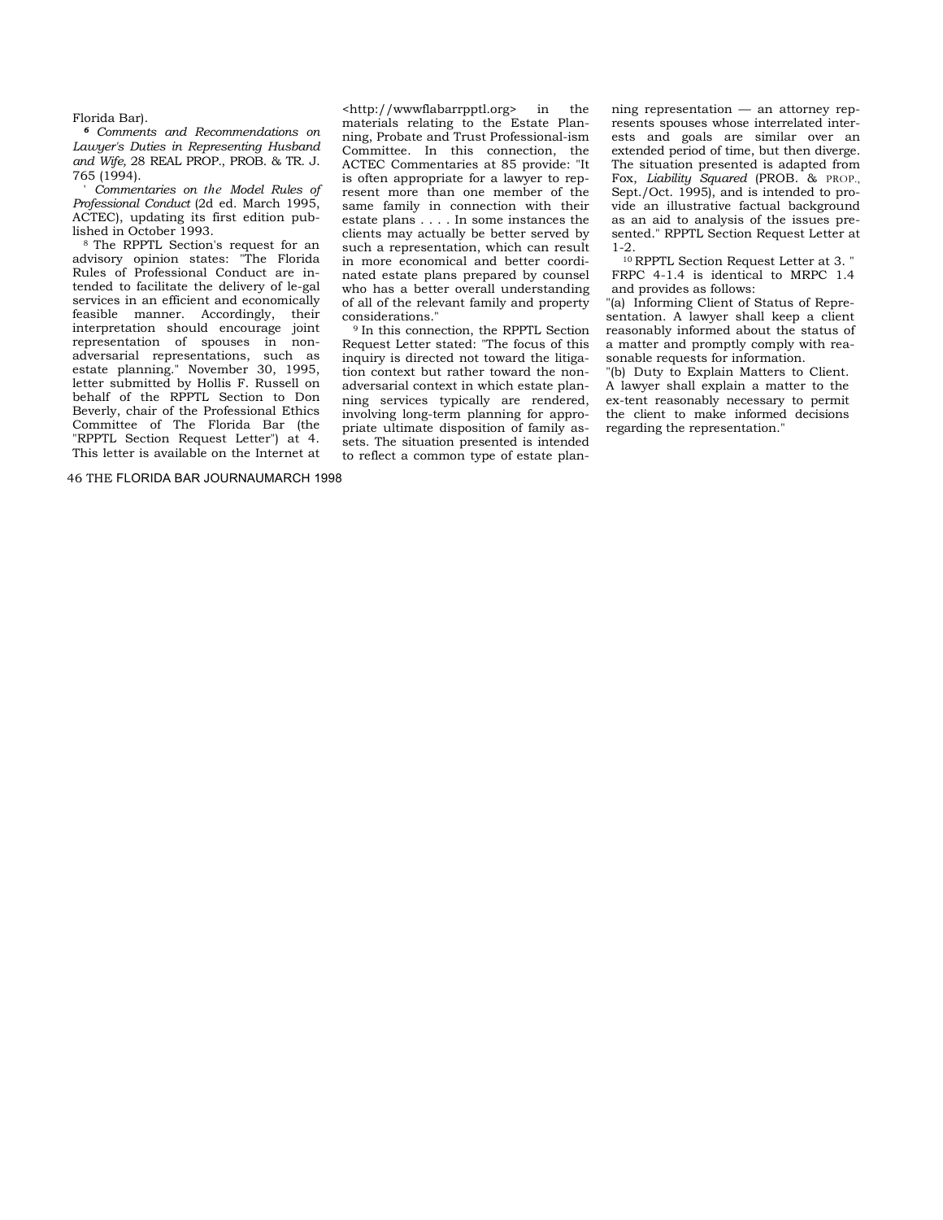Florida Bar).

[6] *Comments and Recommendations on Lawyer's Duties in Representing Husband and Wife,* 28 REAL PROP., PROB. & TR. J. 765 (1994).

[7] *Commentaries on the Model Rules of Professional Conduct* (2d ed. March 1995, ACTEC), updating its first edition published in October 1993.

[8] The RPPTL Section's request for an advisory opinion states: "The Florida Rules of Professional Conduct are intended to facilitate the delivery of le-gal services in an efficient and economically feasible manner. Accordingly, their interpretation should encourage joint representation of spouses in non-adversarial representations, such as estate planning." November 30, 1995, letter submitted by Hollis F. Russell on behalf of the RPPTL Section to Don Beverly, chair of the Professional Ethics Committee of The Florida Bar (the "RPPTL Section Request Letter") at 4. This letter is available on the Internet at <http://wwwflabarrpptl.org> in the materials relating to the Estate Planning, Probate and Trust Professional-ism Committee. In this connection, the ACTEC Commentaries at 85 provide: "It is often appropriate for a lawyer to represent more than one member of the same family in connection with their estate plans . . . . In some instances the clients may actually be better served by such a representation, which can result in more economical and better coordinated estate plans prepared by counsel who has a better overall understanding of all of the relevant family and property considerations."

[9] In this connection, the RPPTL Section Request Letter stated: "The focus of this inquiry is directed not toward the litigation context but rather toward the non-adversarial context in which estate planning services typically are rendered, involving long-term planning for appropriate ultimate disposition of family assets. The situation presented is intended to reflect a common type of estate planning representation — an attorney represents spouses whose interrelated interests and goals are similar over an extended period of time, but then diverge. The situation presented is adapted from Fox, *Liability Squared* (PROB. & PROP., Sept./Oct. 1995), and is intended to provide an illustrative factual background as an aid to analysis of the issues presented." RPPTL Section Request Letter at 1-2.

[10] RPPTL Section Request Letter at 3. [11] FRPC 4-1.4 is identical to MRPC 1.4 and provides as follows:

"(a) Informing Client of Status of Representation. A lawyer shall keep a client reasonably informed about the status of a matter and promptly comply with reasonable requests for information.

"(b) Duty to Explain Matters to Client. A lawyer shall explain a matter to the ex-tent reasonably necessary to permit the client to make informed decisions regarding the representation."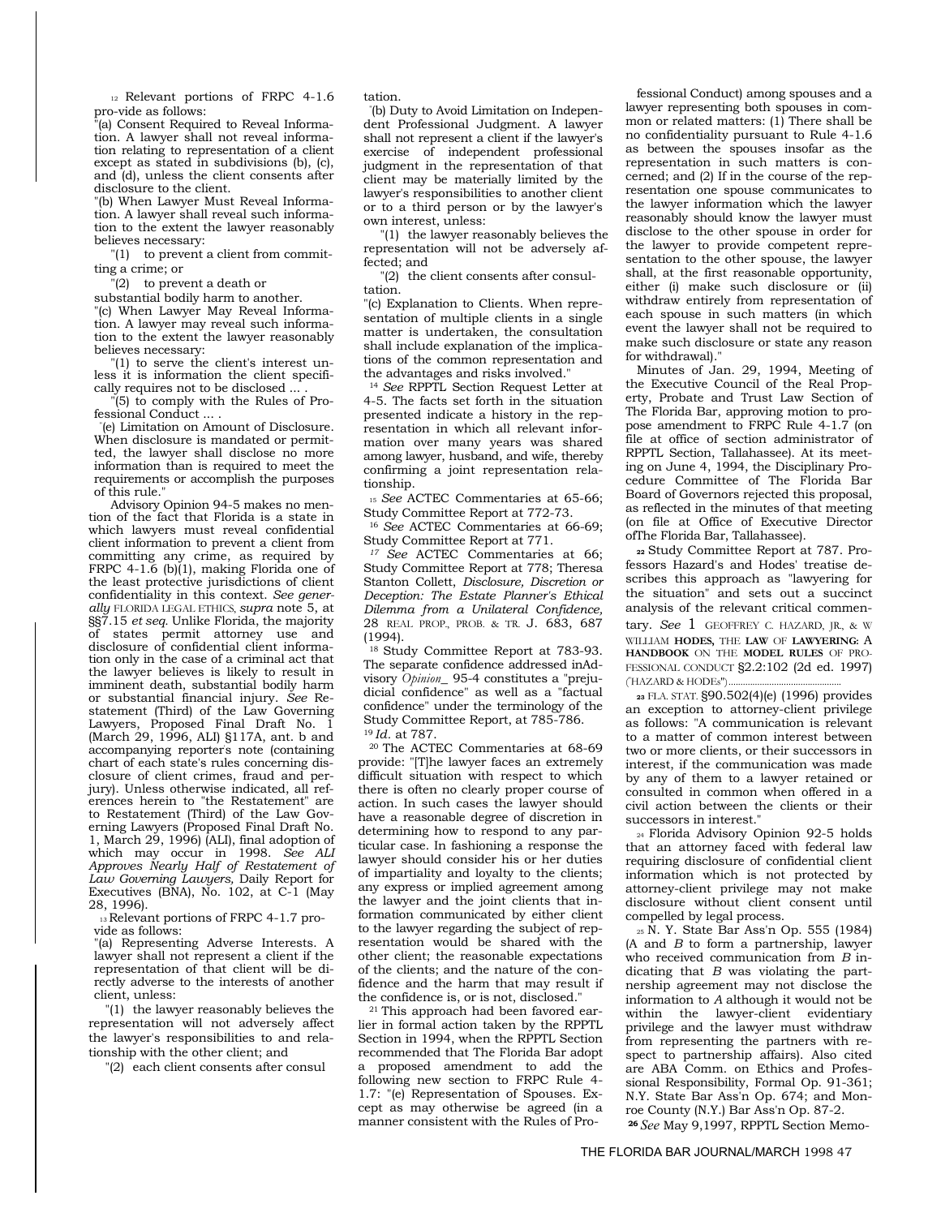[12] Relevant portions of FRPC 4-1.6 pro-vide as follows:

"(a) Consent Required to Reveal Information. A lawyer shall not reveal information relating to representation of a client except as stated in subdivisions (b), (c), and (d), unless the client consents after disclosure to the client.

"(b) When Lawyer Must Reveal Information. A lawyer shall reveal such information to the extent the lawyer reasonably believes necessary:

"(1) to prevent a client from committing a crime; or

"(2) to prevent a death or substantial bodily harm to another.

"(c) When Lawyer May Reveal Information. A lawyer may reveal such information to the extent the lawyer reasonably believes necessary:

"(1) to serve the client's interest unless it is information the client specifically requires not to be disclosed ... .

"(5) to comply with the Rules of Professional Conduct ... .

"(e) Limitation on Amount of Disclosure. When disclosure is mandated or permitted, the lawyer shall disclose no more information than is required to meet the requirements or accomplish the purposes of this rule."

Advisory Opinion 94-5 makes no mention of the fact that Florida is a state in which lawyers must reveal confidential client information to prevent a client from committing any crime, as required by FRPC 4-1.6 (b)(1), making Florida one of the least protective jurisdictions of client confidentiality in this context. *See generally* FLORIDA LEGAL ETHICS, *supra* note 5, at §§7.15 *et seq.* Unlike Florida, the majority of states permit attorney use and disclosure of confidential client information only in the case of a criminal act that the lawyer believes is likely to result in imminent death, substantial bodily harm or substantial financial injury. *See* Restatement (Third) of the Law Governing Lawyers, Proposed Final Draft No. 1 (March 29, 1996, ALI) §117A, ant. b and accompanying reporter's note (containing chart of each state's rules concerning disclosure of client crimes, fraud and perjury). Unless otherwise indicated, all references herein to "the Restatement" are to Restatement (Third) of the Law Governing Lawyers (Proposed Final Draft No. 1, March 29, 1996) (ALI), final adoption of which may occur in 1998. *See ALI Approves Nearly Half of Restatement of Law Governing Lawyers,* Daily Report for Executives (BNA), No. 102, at C-1 (May 28, 1996).

[13] Relevant portions of FRPC 4-1.7 provide as follows:

"(a) Representing Adverse Interests. A lawyer shall not represent a client if the representation of that client will be directly adverse to the interests of another client, unless:

"(1) the lawyer reasonably believes the representation will not adversely affect the lawyer's responsibilities to and relationship with the other client; and

"(2) each client consents after consultation.

"(b) Duty to Avoid Limitation on Independent Professional Judgment. A lawyer shall not represent a client if the lawyer's exercise of independent professional judgment in the representation of that client may be materially limited by the lawyer's responsibilities to another client or to a third person or by the lawyer's own interest, unless:

"(1) the lawyer reasonably believes the representation will not be adversely affected; and

"(2) the client consents after consultation.

"(c) Explanation to Clients. When representation of multiple clients in a single matter is undertaken, the consultation shall include explanation of the implications of the common representation and the advantages and risks involved."

[14] *See* RPPTL Section Request Letter at 4-5. The facts set forth in the situation presented indicate a history in the representation in which all relevant information over many years was shared among lawyer, husband, and wife, thereby confirming a joint representation relationship.

[15] *See* ACTEC Commentaries at 65-66; Study Committee Report at 772-73.

[16] *See* ACTEC Commentaries at 66-69; Study Committee Report at 771.

[17] *See* ACTEC Commentaries at 66; Study Committee Report at 778; Theresa Stanton Collett, *Disclosure, Discretion or Deception: The Estate Planner's Ethical Dilemma from a Unilateral Confidence,* 28 REAL PROP., PROB. & TR. J. 683, 687 (1994).

[18] Study Committee Report at 783-93. The separate confidence addressed inAdvisory *Opinion_* 95-4 constitutes a "prejudicial confidence" as well as a "factual confidence" under the terminology of the Study Committee Report, at 785-786.

[19] *Id.* at 787.

[20] The ACTEC Commentaries at 68-69 provide: "[T]he lawyer faces an extremely difficult situation with respect to which there is often no clearly proper course of action. In such cases the lawyer should have a reasonable degree of discretion in determining how to respond to any particular case. In fashioning a response the lawyer should consider his or her duties of impartiality and loyalty to the clients; any express or implied agreement among the lawyer and the joint clients that information communicated by either client to the lawyer regarding the subject of representation would be shared with the other client; the reasonable expectations of the clients; and the nature of the confidence and the harm that may result if the confidence is, or is not, disclosed."

[21] This approach had been favored earlier in formal action taken by the RPPTL Section in 1994, when the RPPTL Section recommended that The Florida Bar adopt a proposed amendment to add the following new section to FRPC Rule 4-1.7: "(e) Representation of Spouses. Except as may otherwise be agreed (in a manner consistent with the Rules of Professional Conduct) among spouses and a lawyer representing both spouses in common or related matters: (1) There shall be no confidentiality pursuant to Rule 4-1.6 as between the spouses insofar as the representation in such matters is concerned; and (2) If in the course of the representation one spouse communicates to the lawyer information which the lawyer reasonably should know the lawyer must disclose to the other spouse in order for the lawyer to provide competent representation to the other spouse, the lawyer shall, at the first reasonable opportunity, either (i) make such disclosure or (ii) withdraw entirely from representation of each spouse in such matters (in which event the lawyer shall not be required to make such disclosure or state any reason for withdrawal)."

Minutes of Jan. 29, 1994, Meeting of the Executive Council of the Real Property, Probate and Trust Law Section of The Florida Bar, approving motion to propose amendment to FRPC Rule 4-1.7 (on file at office of section administrator of RPPTL Section, Tallahassee). At its meeting on June 4, 1994, the Disciplinary Procedure Committee of The Florida Bar Board of Governors rejected this proposal, as reflected in the minutes of that meeting (on file at Office of Executive Director ofThe Florida Bar, Tallahassee).

[22] Study Committee Report at 787. Professors Hazard's and Hodes' treatise describes this approach as "lawyering for the situation" and sets out a succinct analysis of the relevant critical commentary. *See* 1 GEOFFREY C. HAZARD, JR., & W WILLIAM HODES, THE LAW OF LAWYERING: A HANDBOOK ON THE MODEL RULES OF PROFESSIONAL CONDUCT §2.2:102 (2d ed. 1997) ("HAZARD & HODEs")

[23] FLA. STAT. §90.502(4)(e) (1996) provides an exception to attorney-client privilege as follows: "A communication is relevant to a matter of common interest between two or more clients, or their successors in interest, if the communication was made by any of them to a lawyer retained or consulted in common when offered in a civil action between the clients or their successors in interest."

[24] Florida Advisory Opinion 92-5 holds that an attorney faced with federal law requiring disclosure of confidential client information which is not protected by attorney-client privilege may not make disclosure without client consent until compelled by legal process.

[25] N. Y. State Bar Ass'n Op. 555 (1984) (A and *B* to form a partnership, lawyer who received communication from *B* indicating that *B* was violating the partnership agreement may not disclose the information to *A* although it would not be within the lawyer-client evidentiary privilege and the lawyer must withdraw from representing the partners with respect to partnership affairs). Also cited are ABA Comm. on Ethics and Professional Responsibility, Formal Op. 91-361; N.Y. State Bar Ass'n Op. 674; and Monroe County (N.Y.) Bar Ass'n Op. 87-2.

[26] *See* May 9,1997, RPPTL Section Memo-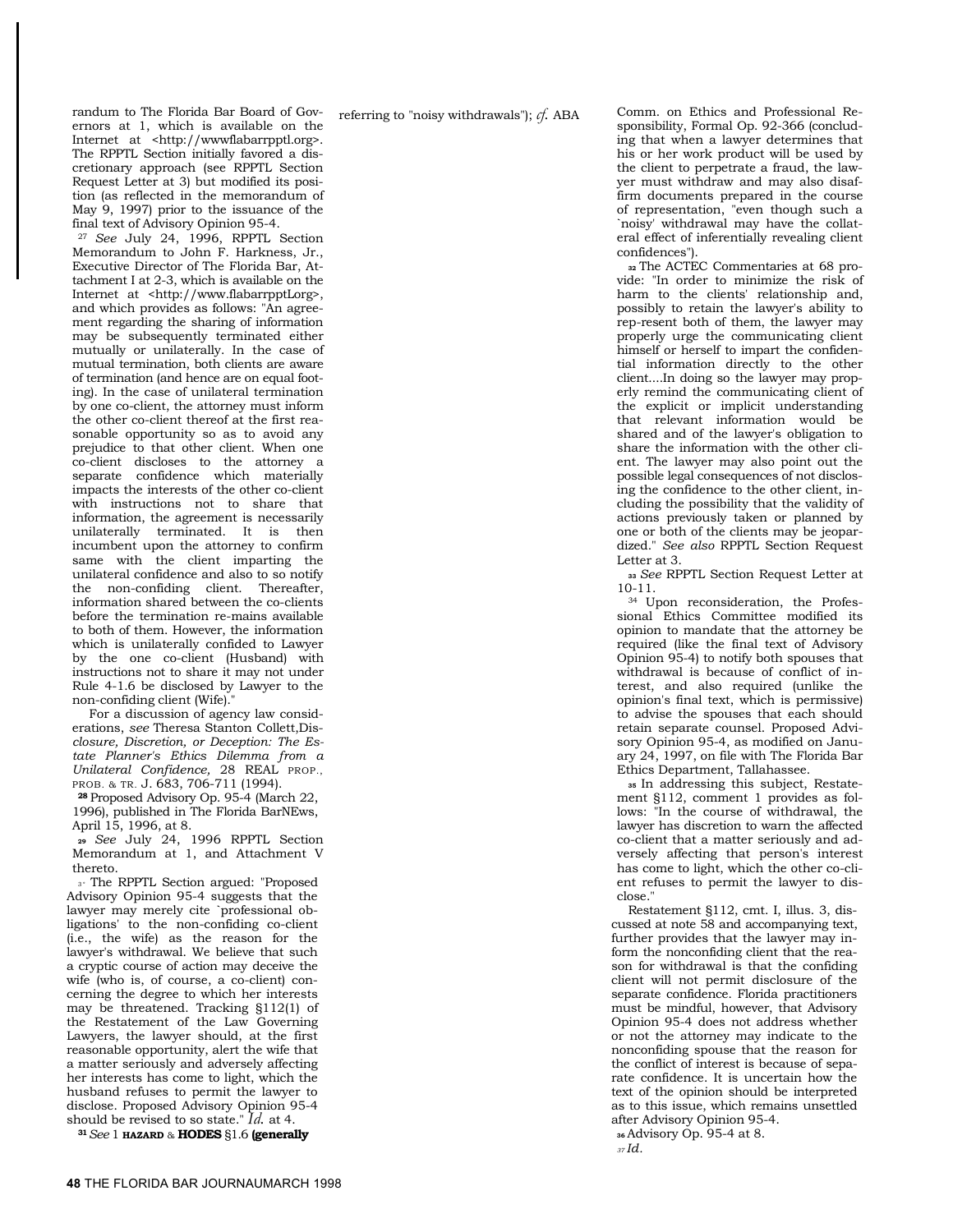randum to The Florida Bar Board of Governors at 1, which is available on the Internet at <http://wwwflabarrpptl.org>. The RPPTL Section initially favored a discretionary approach (see RPPTL Section Request Letter at 3) but modified its position (as reflected in the memorandum of May 9, 1997) prior to the issuance of the final text of Advisory Opinion 95-4.

[27] *See* July 24, 1996, RPPTL Section Memorandum to John F. Harkness, Jr., Executive Director of The Florida Bar, Attachment I at 2-3, which is available on the Internet at <http://www.flabarrpptLorg>, and which provides as follows: "An agreement regarding the sharing of information may be subsequently terminated either mutually or unilaterally. In the case of mutual termination, both clients are aware of termination (and hence are on equal footing). In the case of unilateral termination by one co-client, the attorney must inform the other co-client thereof at the first reasonable opportunity so as to avoid any prejudice to that other client. When one co-client discloses to the attorney a separate confidence which materially impacts the interests of the other co-client with instructions not to share that information, the agreement is necessarily unilaterally terminated. It is then incumbent upon the attorney to confirm same with the client imparting the unilateral confidence and also to so notify the non-confiding client. Thereafter, information shared between the co-clients before the termination re-mains available to both of them. However, the information which is unilaterally confided to Lawyer by the one co-client (Husband) with instructions not to share it may not under Rule 4-1.6 be disclosed by Lawyer to the non-confiding client (Wife)."

For a discussion of agency law considerations, *see* Theresa Stanton Collett, *Disclosure, Discretion, or Deception: The Estate Planner's Ethics Dilemma from a Unilateral Confidence,* 28 REAL PROP., PROB. & TR. J. 683, 706-711 (1994).

[28] Proposed Advisory Op. 95-4 (March 22, 1996), published in The Florida BarNEws, April 15, 1996, at 8.

[29] *See* July 24, 1996 RPPTL Section Memorandum at 1, and Attachment V thereto.

[30] The RPPTL Section argued: "Proposed Advisory Opinion 95-4 suggests that the lawyer may merely cite `professional obligations' to the non-confiding co-client (i.e., the wife) as the reason for the lawyer's withdrawal. We believe that such a cryptic course of action may deceive the wife (who is, of course, a co-client) concerning the degree to which her interests may be threatened. Tracking §112(1) of the Restatement of the Law Governing Lawyers, the lawyer should, at the first reasonable opportunity, alert the wife that a matter seriously and adversely affecting her interests has come to light, which the husband refuses to permit the lawyer to disclose. Proposed Advisory Opinion 95-4 should be revised to so state." *Id.* at 4.

[31] *See* 1 HAZARD & HODES §1.6 **(generally** referring to "noisy withdrawals"); *cf.* ABA Comm. on Ethics and Professional Responsibility, Formal Op. 92-366 (concluding that when a lawyer determines that his or her work product will be used by the client to perpetrate a fraud, the lawyer must withdraw and may also disaffirm documents prepared in the course of representation, "even though such a `noisy' withdrawal may have the collateral effect of inferentially revealing client confidences").

[32] The ACTEC Commentaries at 68 provide: "In order to minimize the risk of harm to the clients' relationship and, possibly to retain the lawyer's ability to rep-resent both of them, the lawyer may properly urge the communicating client himself or herself to impart the confidential information directly to the other client....In doing so the lawyer may properly remind the communicating client of the explicit or implicit understanding that relevant information would be shared and of the lawyer's obligation to share the information with the other client. The lawyer may also point out the possible legal consequences of not disclosing the confidence to the other client, including the possibility that the validity of actions previously taken or planned by one or both of the clients may be jeopardized." *See also* RPPTL Section Request Letter at 3.

[33] *See* RPPTL Section Request Letter at 10-11.

[34] Upon reconsideration, the Professional Ethics Committee modified its opinion to mandate that the attorney be required (like the final text of Advisory Opinion 95-4) to notify both spouses that withdrawal is because of conflict of interest, and also required (unlike the opinion's final text, which is permissive) to advise the spouses that each should retain separate counsel. Proposed Advisory Opinion 95-4, as modified on January 24, 1997, on file with The Florida Bar Ethics Department, Tallahassee.

[35] In addressing this subject, Restatement §112, comment 1 provides as follows: "In the course of withdrawal, the lawyer has discretion to warn the affected co-client that a matter seriously and adversely affecting that person's interest has come to light, which the other co-client refuses to permit the lawyer to disclose."

Restatement §112, cmt. I, illus. 3, discussed at note 58 and accompanying text, further provides that the lawyer may inform the nonconfiding client that the reason for withdrawal is that the confiding client will not permit disclosure of the separate confidence. Florida practitioners must be mindful, however, that Advisory Opinion 95-4 does not address whether or not the attorney may indicate to the nonconfiding spouse that the reason for the conflict of interest is because of separate confidence. It is uncertain how the text of the opinion should be interpreted as to this issue, which remains unsettled after Advisory Opinion 95-4.

[36] Advisory Op. 95-4 at 8.

[37] *Id.*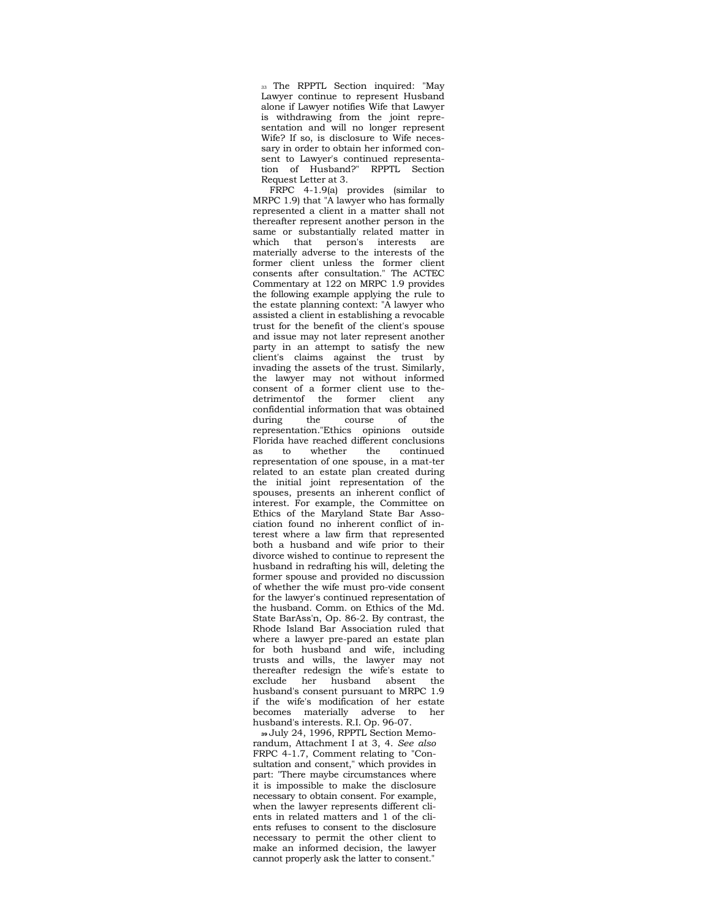[33] The RPPTL Section inquired: "May Lawyer continue to represent Husband alone if Lawyer notifies Wife that Lawyer is withdrawing from the joint representation and will no longer represent Wife? If so, is disclosure to Wife necessary in order to obtain her informed consent to Lawyer's continued representation of Husband?" RPPTL Section Request Letter at 3.

FRPC 4-1.9(a) provides (similar to MRPC 1.9) that "A lawyer who has formally represented a client in a matter shall not thereafter represent another person in the same or substantially related matter in which that person's interests are materially adverse to the interests of the former client unless the former client consents after consultation." The ACTEC Commentary at 122 on MRPC 1.9 provides the following example applying the rule to the estate planning context: "A lawyer who assisted a client in establishing a revocable trust for the benefit of the client's spouse and issue may not later represent another party in an attempt to satisfy the new client's claims against the trust by invading the assets of the trust. Similarly, the lawyer may not without informed consent of a former client use to the detrimentof the former client any confidential information that was obtained during the course of the representation."Ethics opinions outside Florida have reached different conclusions as to whether the continued representation of one spouse, in a mat-ter related to an estate plan created during the initial joint representation of the spouses, presents an inherent conflict of interest. For example, the Committee on Ethics of the Maryland State Bar Association found no inherent conflict of interest where a law firm that represented both a husband and wife prior to their divorce wished to continue to represent the husband in redrafting his will, deleting the former spouse and provided no discussion of whether the wife must pro-vide consent for the lawyer's continued representation of the husband. Comm. on Ethics of the Md. State BarAss'n, Op. 86-2. By contrast, the Rhode Island Bar Association ruled that where a lawyer pre-pared an estate plan for both husband and wife, including trusts and wills, the lawyer may not thereafter redesign the wife's estate to exclude her husband absent the husband's consent pursuant to MRPC 1.9 if the wife's modification of her estate becomes materially adverse to her husband's interests. R.I. Op. 96-07.

[39] July 24, 1996, RPPTL Section Memorandum, Attachment I at 3, 4. *See also* FRPC 4-1.7, Comment relating to "Consultation and consent," which provides in part: "There maybe circumstances where it is impossible to make the disclosure necessary to obtain consent. For example, when the lawyer represents different clients in related matters and 1 of the clients refuses to consent to the disclosure necessary to permit the other client to make an informed decision, the lawyer cannot properly ask the latter to consent."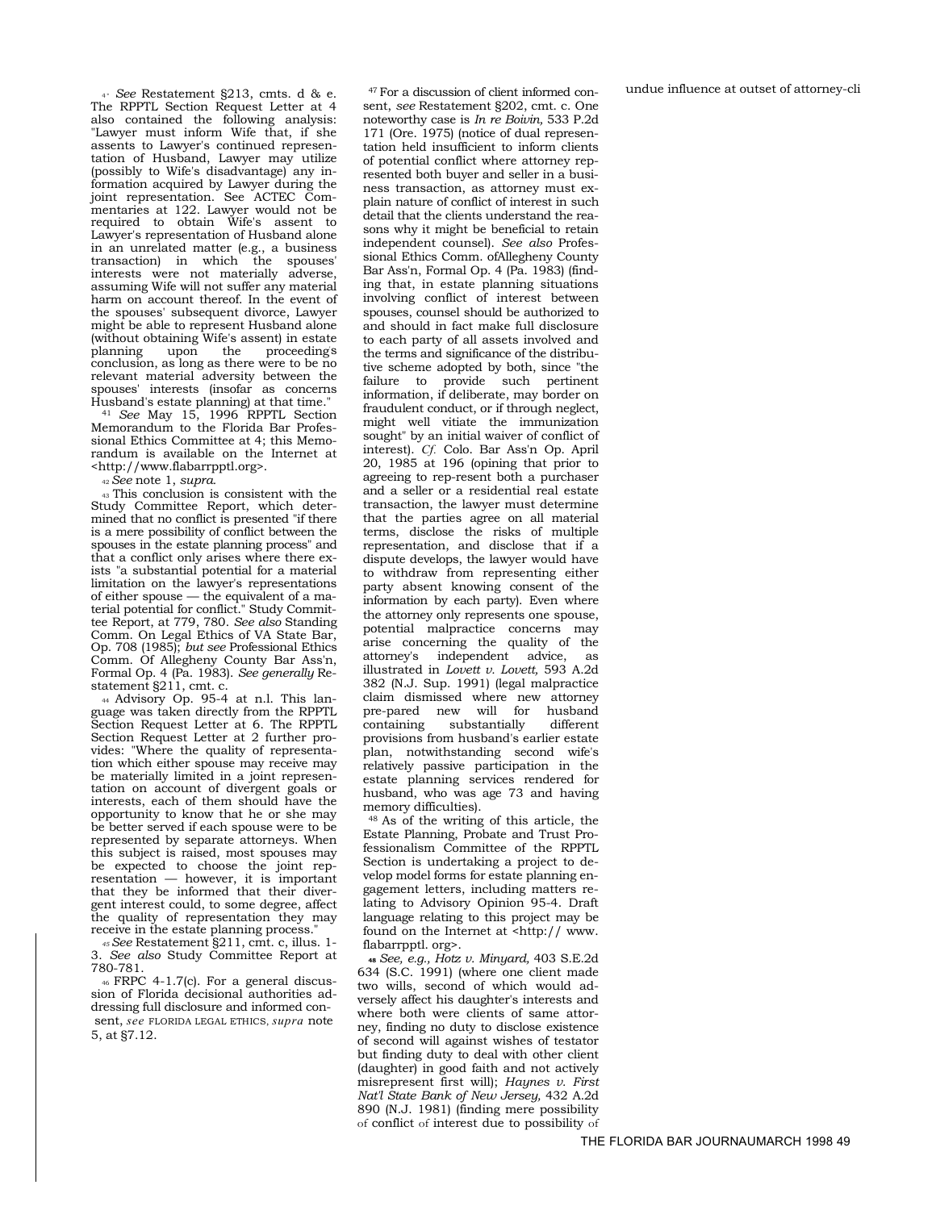[40] *See* Restatement §213, cmts. d & e. The RPPTL Section Request Letter at 4 also contained the following analysis: "Lawyer must inform Wife that, if she assents to Lawyer's continued representation of Husband, Lawyer may utilize (possibly to Wife's disadvantage) any information acquired by Lawyer during the joint representation. See ACTEC Commentaries at 122. Lawyer would not be required to obtain Wife's assent to Lawyer's representation of Husband alone in an unrelated matter (e.g., a business transaction) in which the spouses' interests were not materially adverse, assuming Wife will not suffer any material harm on account thereof. In the event of the spouses' subsequent divorce, Lawyer might be able to represent Husband alone (without obtaining Wife's assent) in estate planning upon the proceeding's conclusion, as long as there were to be no relevant material adversity between the spouses' interests (insofar as concerns Husband's estate planning) at that time."

[41] *See* May 15, 1996 RPPTL Section Memorandum to the Florida Bar Professional Ethics Committee at 4; this Memorandum is available on the Internet at <http://www.flabarrpptl.org>.

[42] *See* note 1, *supra*.

[43] This conclusion is consistent with the Study Committee Report, which determined that no conflict is presented "if there is a mere possibility of conflict between the spouses in the estate planning process" and that a conflict only arises where there exists "a substantial potential for a material limitation on the lawyer's representations of either spouse — the equivalent of a material potential for conflict." Study Committee Report, at 779, 780. *See also* Standing Comm. On Legal Ethics of VA State Bar, Op. 708 (1985); *but see* Professional Ethics Comm. Of Allegheny County Bar Ass'n, Formal Op. 4 (Pa. 1983). *See generally* Restatement §211, cmt. c.

[44] Advisory Op. 95-4 at n.l. This language was taken directly from the RPPTL Section Request Letter at 6. The RPPTL Section Request Letter at 2 further provides: "Where the quality of representation which either spouse may receive may be materially limited in a joint representation on account of divergent goals or interests, each of them should have the opportunity to know that he or she may be better served if each spouse were to be represented by separate attorneys. When this subject is raised, most spouses may be expected to choose the joint representation — however, it is important that they be informed that their divergent interest could, to some degree, affect the quality of representation they may receive in the estate planning process."

[45] *See* Restatement §211, cmt. c, illus. 1-3. *See also* Study Committee Report at 780-781.

[46] FRPC 4-1.7(c). For a general discussion of Florida decisional authorities addressing full disclosure and informed consent, *see* FLORIDA LEGAL ETHICS, *supra* note 5, at §7.12.

[47] For a discussion of client informed consent, *see* Restatement §202, cmt. c. One noteworthy case is *In re Boivin*, 533 P.2d 171 (Ore. 1975) (notice of dual representation held insufficient to inform clients of potential conflict where attorney represented both buyer and seller in a business transaction, as attorney must explain nature of conflict of interest in such detail that the clients understand the reasons why it might be beneficial to retain independent counsel). *See also* Professional Ethics Comm. ofAllegheny County Bar Ass'n, Formal Op. 4 (Pa. 1983) (finding that, in estate planning situations involving conflict of interest between spouses, counsel should be authorized to and should in fact make full disclosure to each party of all assets involved and the terms and significance of the distributive scheme adopted by both, since "the failure to provide such pertinent information, if deliberate, may border on fraudulent conduct, or if through neglect, might well vitiate the immunization sought" by an initial waiver of conflict of interest). *Cf.* Colo. Bar Ass'n Op. April 20, 1985 at 196 (opining that prior to agreeing to rep-resent both a purchaser and a seller or a residential real estate transaction, the lawyer must determine that the parties agree on all material terms, disclose the risks of multiple representation, and disclose that if a dispute develops, the lawyer would have to withdraw from representing either party absent knowing consent of the information by each party). Even where the attorney only represents one spouse, potential malpractice concerns may arise concerning the quality of the attorney's independent advice, as illustrated in *Lovett v. Lovett,* 593 A.2d 382 (N.J. Sup. 1991) (legal malpractice claim dismissed where new attorney pre-pared new will for husband containing substantially different provisions from husband's earlier estate plan, notwithstanding second wife's relatively passive participation in the estate planning services rendered for husband, who was age 73 and having memory difficulties).

[48] As of the writing of this article, the Estate Planning, Probate and Trust Professionalism Committee of the RPPTL Section is undertaking a project to develop model forms for estate planning engagement letters, including matters relating to Advisory Opinion 95-4. Draft language relating to this project may be found on the Internet at <http:// www. flabarrpptl. org>.

[49] *See, e.g., Hotz v. Minyard,* 403 S.E.2d 634 (S.C. 1991) (where one client made two wills, second of which would adversely affect his daughter's interests and where both were clients of same attorney, finding no duty to disclose existence of second will against wishes of testator but finding duty to deal with other client (daughter) in good faith and not actively misrepresent first will); *Haynes v. First Nat'l State Bank of New Jersey,* 432 A.2d 890 (N.J. 1981) (finding mere possibility of conflict of interest due to possibility of undue influence at outset of attorney-cli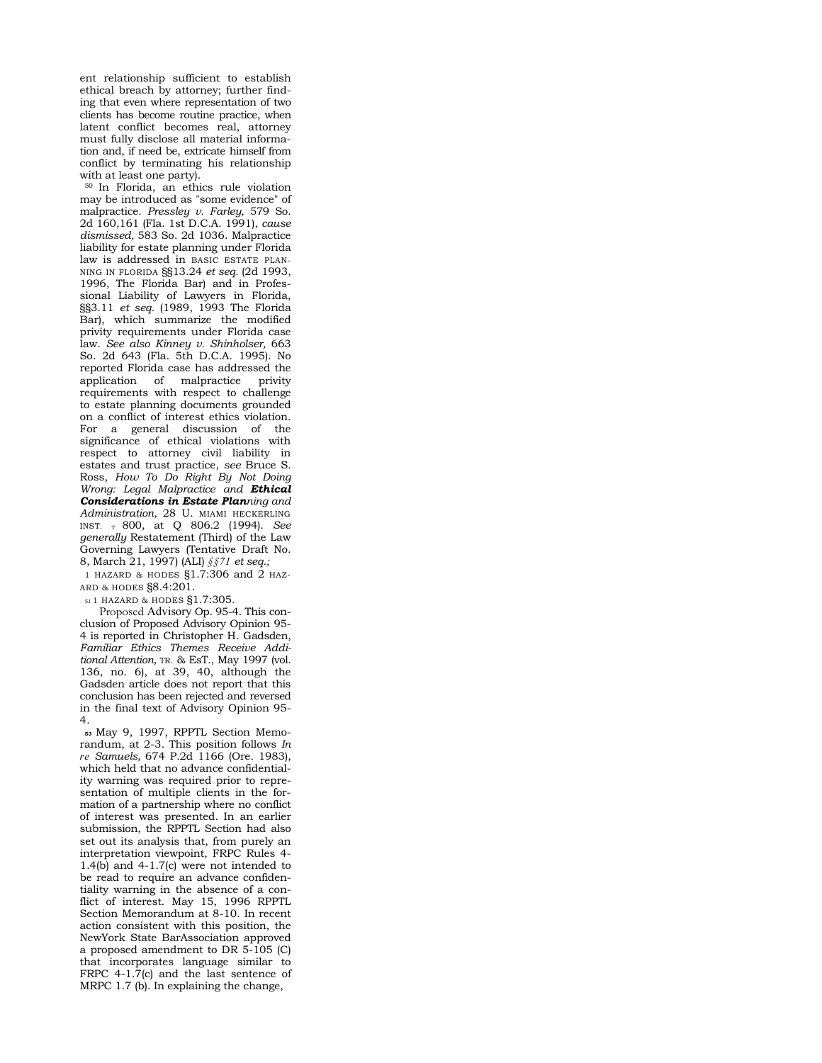ent relationship sufficient to establish ethical breach by attorney; further finding that even where representation of two clients has become routine practice, when latent conflict becomes real, attorney must fully disclose all material information and, if need be, extricate himself from conflict by terminating his relationship with at least one party).

[50] In Florida, an ethics rule violation may be introduced as "some evidence" of malpractice. *Pressley v. Farley,* 579 So. 2d 160,161 (Fla. 1st D.C.A. 1991), *cause dismissed,* 583 So. 2d 1036. Malpractice liability for estate planning under Florida law is addressed in BASIC ESTATE PLANNING IN FLORIDA §§13.24 *et seq.* (2d 1993, 1996, The Florida Bar) and in Professional Liability of Lawyers in Florida, §§3.11 *et seq.* (1989, 1993 The Florida Bar), which summarize the modified privity requirements under Florida case law. *See also Kinney v. Shinholser,* 663 So. 2d 643 (Fla. 5th D.C.A. 1995). No reported Florida case has addressed the application of malpractice privity requirements with respect to challenge to estate planning documents grounded on a conflict of interest ethics violation. For a general discussion of the significance of ethical violations with respect to attorney civil liability in estates and trust practice, *see* Bruce S. Ross, *How To Do Right By Not Doing Wrong: Legal Malpractice and* ***Ethical Considerations in Estate Plan****ning and Administration,* 28 U. MIAMI HECKERLING INST. T 800, at Q 806.2 (1994). *See generally* Restatement (Third) of the Law Governing Lawyers (Tentative Draft No. 8, March 21, 1997) (ALI) *§§71 et seq.;* 1 HAZARD & HODES §1.7:306 and 2 HAZARD & HODES §8.4:201.

[51] 1 HAZARD & HODES §1.7:305.

Proposed Advisory Op. 95-4. This conclusion of Proposed Advisory Opinion 95-4 is reported in Christopher H. Gadsden, *Familiar Ethics Themes Receive Additional Attention,* TR. & EsT., May 1997 (vol. 136, no. 6), at 39, 40, although the Gadsden article does not report that this conclusion has been rejected and reversed in the final text of Advisory Opinion 95-4.

[53] May 9, 1997, RPPTL Section Memorandum, at 2-3. This position follows *In re Samuels,* 674 P.2d 1166 (Ore. 1983), which held that no advance confidentiality warning was required prior to representation of multiple clients in the formation of a partnership where no conflict of interest was presented. In an earlier submission, the RPPTL Section had also set out its analysis that, from purely an interpretation viewpoint, FRPC Rules 4-1.4(b) and 4-1.7(c) were not intended to be read to require an advance confidentiality warning in the absence of a conflict of interest. May 15, 1996 RPPTL Section Memorandum at 8-10. In recent action consistent with this position, the NewYork State BarAssociation approved a proposed amendment to DR 5-105 (C) that incorporates language similar to FRPC 4-1.7(c) and the last sentence of MRPC 1.7 (b). In explaining the change,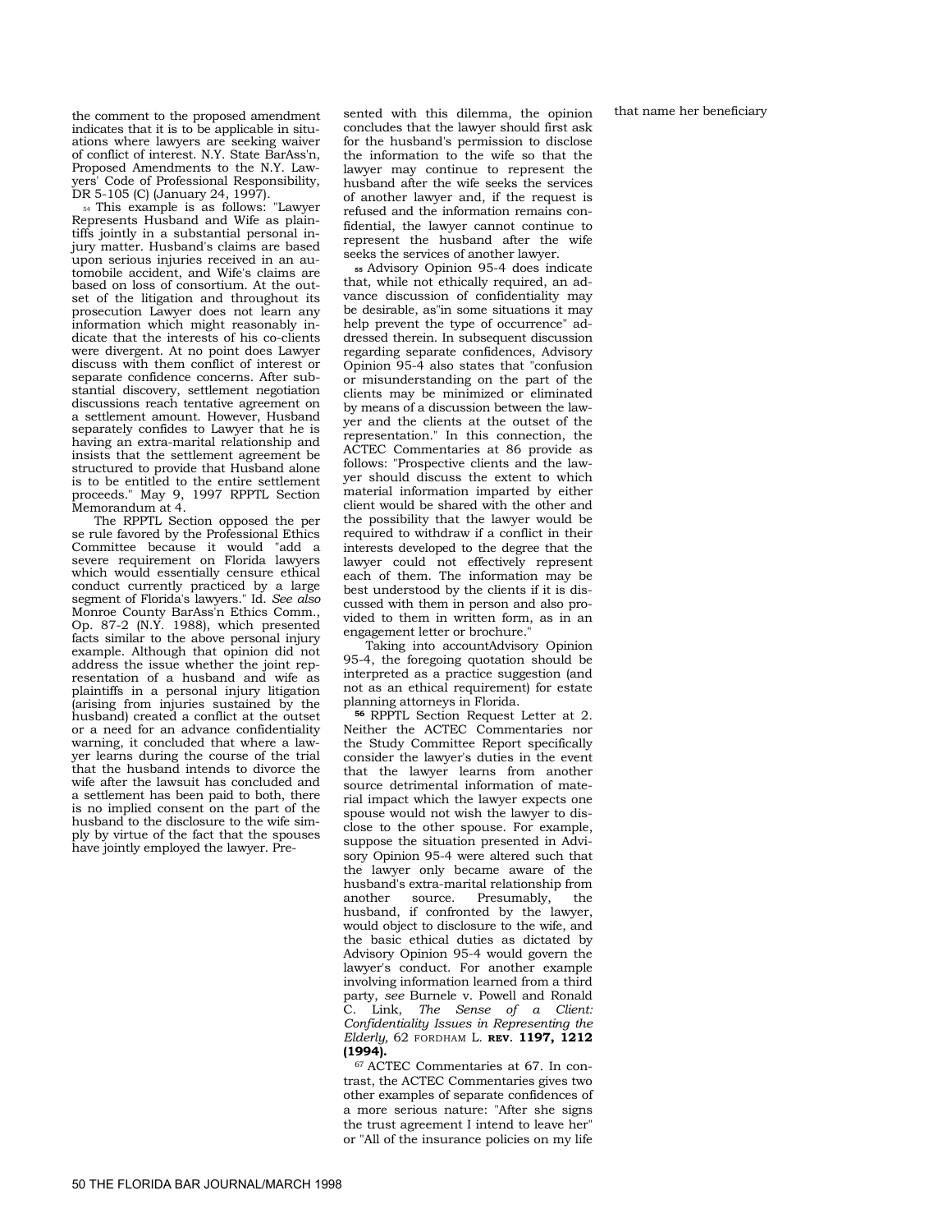the comment to the proposed amendment indicates that it is to be applicable in situations where lawyers are seeking waiver of conflict of interest. N.Y. State BarAss'n, Proposed Amendments to the N.Y. Lawyers' Code of Professional Responsibility, DR 5-105 (C) (January 24, 1997).

[54] This example is as follows: "Lawyer Represents Husband and Wife as plaintiffs jointly in a substantial personal injury matter. Husband's claims are based upon serious injuries received in an automobile accident, and Wife's claims are based on loss of consortium. At the outset of the litigation and throughout its prosecution Lawyer does not learn any information which might reasonably indicate that the interests of his co-clients were divergent. At no point does Lawyer discuss with them conflict of interest or separate confidence concerns. After substantial discovery, settlement negotiation discussions reach tentative agreement on a settlement amount. However, Husband separately confides to Lawyer that he is having an extra-marital relationship and insists that the settlement agreement be structured to provide that Husband alone is to be entitled to the entire settlement proceeds." May 9, 1997 RPPTL Section Memorandum at 4.

The RPPTL Section opposed the per se rule favored by the Professional Ethics Committee because it would "add a severe requirement on Florida lawyers which would essentially censure ethical conduct currently practiced by a large segment of Florida's lawyers." Id. *See also* Monroe County BarAss'n Ethics Comm., Op. 87-2 (N.Y. 1988), which presented facts similar to the above personal injury example. Although that opinion did not address the issue whether the joint representation of a husband and wife as plaintiffs in a personal injury litigation (arising from injuries sustained by the husband) created a conflict at the outset or a need for an advance confidentiality warning, it concluded that where a lawyer learns during the course of the trial that the husband intends to divorce the wife after the lawsuit has concluded and a settlement has been paid to both, there is no implied consent on the part of the husband to the disclosure to the wife simply by virtue of the fact that the spouses have jointly employed the lawyer. Presented with this dilemma, the opinion concludes that the lawyer should first ask for the husband's permission to disclose the information to the wife so that the lawyer may continue to represent the husband after the wife seeks the services of another lawyer and, if the request is refused and the information remains confidential, the lawyer cannot continue to represent the husband after the wife seeks the services of another lawyer.

[55] Advisory Opinion 95-4 does indicate that, while not ethically required, an advance discussion of confidentiality may be desirable, as"in some situations it may help prevent the type of occurrence" addressed therein. In subsequent discussion regarding separate confidences, Advisory Opinion 95-4 also states that "confusion or misunderstanding on the part of the clients may be minimized or eliminated by means of a discussion between the lawyer and the clients at the outset of the representation." In this connection, the ACTEC Commentaries at 86 provide as follows: "Prospective clients and the lawyer should discuss the extent to which material information imparted by either client would be shared with the other and the possibility that the lawyer would be required to withdraw if a conflict in their interests developed to the degree that the lawyer could not effectively represent each of them. The information may be best understood by the clients if it is discussed with them in person and also provided to them in written form, as in an engagement letter or brochure."

Taking into accountAdvisory Opinion 95-4, the foregoing quotation should be interpreted as a practice suggestion (and not as an ethical requirement) for estate planning attorneys in Florida.

[56] RPPTL Section Request Letter at 2. Neither the ACTEC Commentaries nor the Study Committee Report specifically consider the lawyer's duties in the event that the lawyer learns from another source detrimental information of material impact which the lawyer expects one spouse would not wish the lawyer to disclose to the other spouse. For example, suppose the situation presented in Advisory Opinion 95-4 were altered such that the lawyer only became aware of the husband's extra-marital relationship from another source. Presumably, the husband, if confronted by the lawyer, would object to disclosure to the wife, and the basic ethical duties as dictated by Advisory Opinion 95-4 would govern the lawyer's conduct. For another example involving information learned from a third party, *see* Burnele v. Powell and Ronald C. Link, *The Sense of a Client: Confidentiality Issues in Representing the Elderly,* 62 FORDHAM L. **REV. 1197, 1212 (1994).**

[67] ACTEC Commentaries at 67. In contrast, the ACTEC Commentaries gives two other examples of separate confidences of a more serious nature: "After she signs the trust agreement I intend to leave her" or "All of the insurance policies on my life that name her beneficiary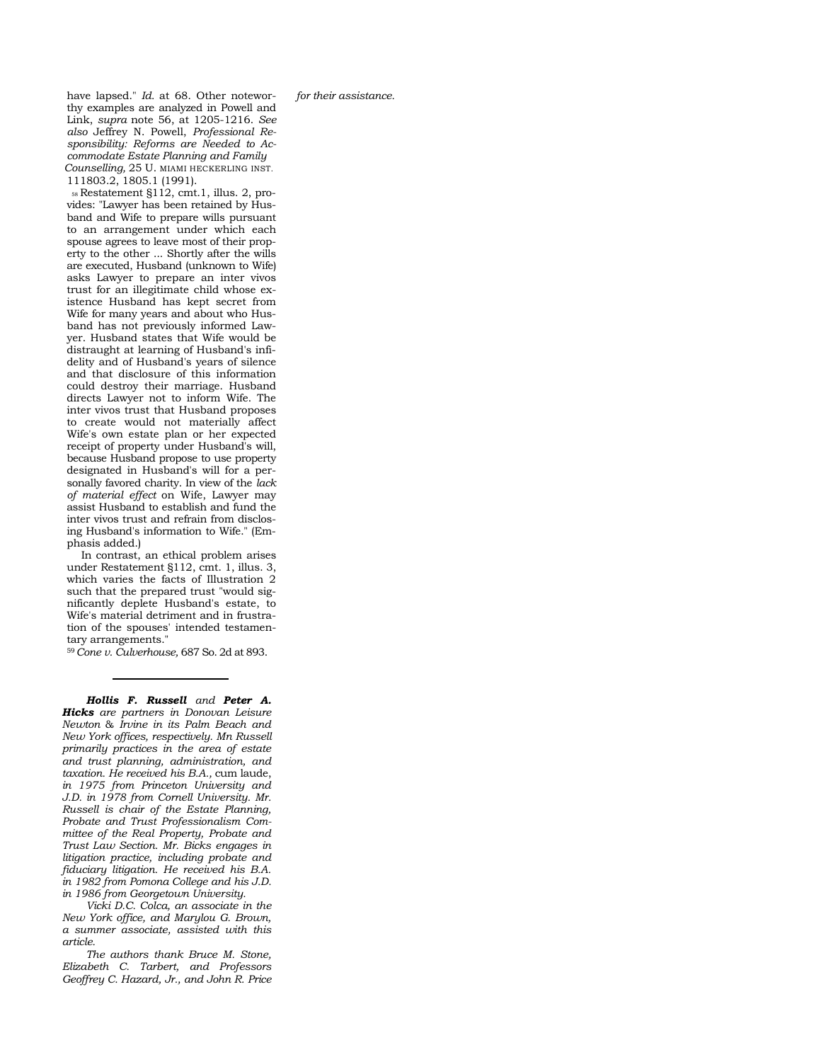have lapsed." *Id.* at 68. Other noteworthy examples are analyzed in Powell and Link, *supra* note 56, at 1205-1216. *See also* Jeffrey N. Powell, *Professional Responsibility: Reforms are Needed to Accommodate Estate Planning and Family Counselling,* 25 U. MIAMI HECKERLING INST. 111803.2, 1805.1 (1991).

[58] Restatement §112, cmt.1, illus. 2, provides: "Lawyer has been retained by Husband and Wife to prepare wills pursuant to an arrangement under which each spouse agrees to leave most of their property to the other ... Shortly after the wills are executed, Husband (unknown to Wife) asks Lawyer to prepare an inter vivos trust for an illegitimate child whose existence Husband has kept secret from Wife for many years and about who Husband has not previously informed Lawyer. Husband states that Wife would be distraught at learning of Husband's infidelity and of Husband's years of silence and that disclosure of this information could destroy their marriage. Husband directs Lawyer not to inform Wife. The inter vivos trust that Husband proposes to create would not materially affect Wife's own estate plan or her expected receipt of property under Husband's will, because Husband propose to use property designated in Husband's will for a personally favored charity. In view of the *lack of material effect* on Wife, Lawyer may assist Husband to establish and fund the inter vivos trust and refrain from disclosing Husband's information to Wife." (Emphasis added.)

In contrast, an ethical problem arises under Restatement §112, cmt. 1, illus. 3, which varies the facts of Illustration 2 such that the prepared trust "would significantly deplete Husband's estate, to Wife's material detriment and in frustration of the spouses' intended testamentary arrangements."

[59] *Cone v. Culverhouse,* 687 So. 2d at 893.

---

***Hollis F. Russell*** *and* ***Peter A. Hicks*** *are partners in Donovan Leisure Newton & Irvine in its Palm Beach and New York offices, respectively. Mn Russell primarily practices in the area of estate and trust planning, administration, and taxation. He received his B.A.,* cum laude, *in 1975 from Princeton University and J.D. in 1978 from Cornell University. Mr. Russell is chair of the Estate Planning, Probate and Trust Professionalism Committee of the Real Property, Probate and Trust Law Section. Mr. Bicks engages in litigation practice, including probate and fiduciary litigation. He received his B.A. in 1982 from Pomona College and his J.D. in 1986 from Georgetown University.*

*Vicki D.C. Colca, an associate in the New York office, and Marylou G. Brown, a summer associate, assisted with this article.*

*The authors thank Bruce M. Stone, Elizabeth C. Tarbert, and Professors Geoffrey C. Hazard, Jr., and John R. Price for their assistance.*